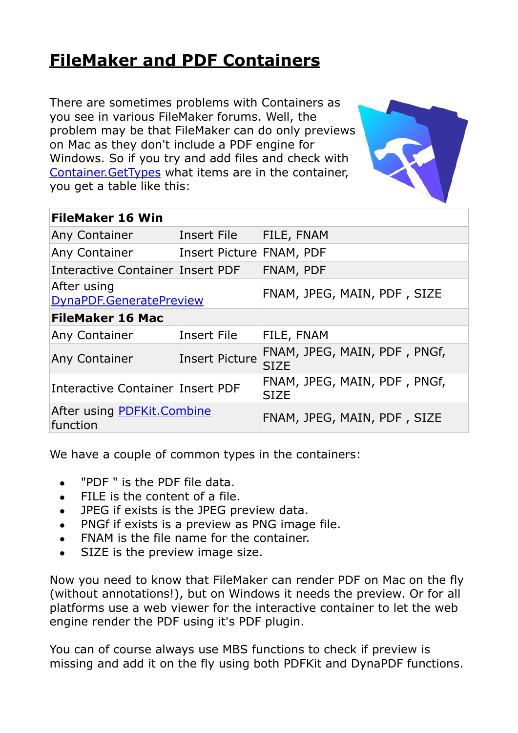# FileMaker and PDF Containers

There are sometimes problems with Containers as you see in various FileMaker forums. Well, the problem may be that FileMaker can do only previews on Mac as they don't include a PDF engine for Windows. So if you try and add files and check with Container.GetTypes what items are in the container, you get a table like this:

| FileMaker 16 Win | | |
|---|---|---|
| Any Container | Insert File | FILE, FNAM |
| Any Container | Insert Picture | FNAM, PDF |
| Interactive Container | Insert PDF | FNAM, PDF |
| After using DynaPDF.GeneratePreview | | FNAM, JPEG, MAIN, PDF , SIZE |
| **FileMaker 16 Mac** | | |
| Any Container | Insert File | FILE, FNAM |
| Any Container | Insert Picture | FNAM, JPEG, MAIN, PDF , PNGf, SIZE |
| Interactive Container | Insert PDF | FNAM, JPEG, MAIN, PDF , PNGf, SIZE |
| After using PDFKit.Combine function | | FNAM, JPEG, MAIN, PDF , SIZE |

We have a couple of common types in the containers:

- "PDF " is the PDF file data.
- FILE is the content of a file.
- JPEG if exists is the JPEG preview data.
- PNGf if exists is a preview as PNG image file.
- FNAM is the file name for the container.
- SIZE is the preview image size.

Now you need to know that FileMaker can render PDF on Mac on the fly (without annotations!), but on Windows it needs the preview. Or for all platforms use a web viewer for the interactive container to let the web engine render the PDF using it's PDF plugin.

You can of course always use MBS functions to check if preview is missing and add it on the fly using both PDFKit and DynaPDF functions.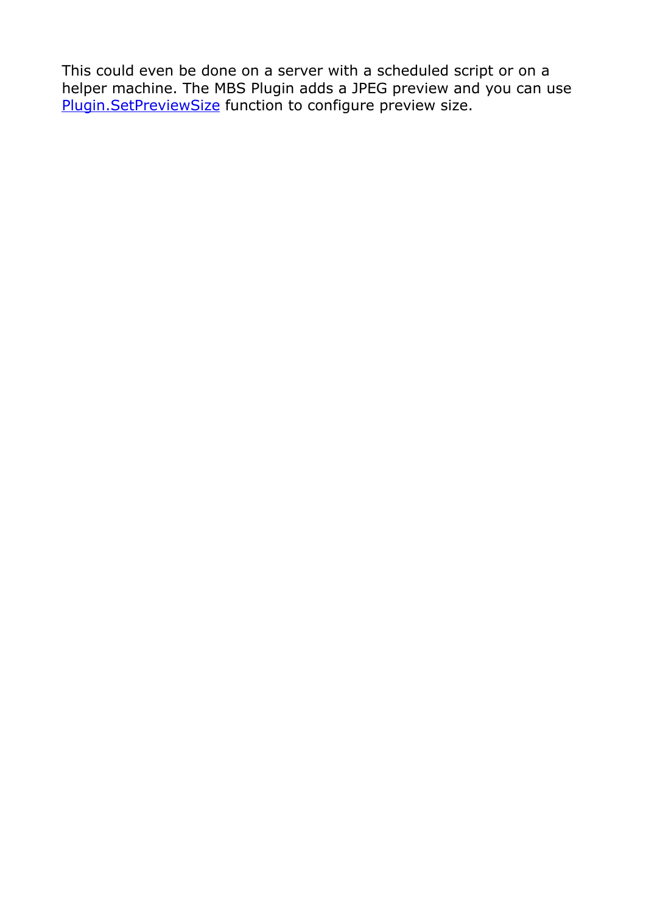This could even be done on a server with a scheduled script or on a helper machine. The MBS Plugin adds a JPEG preview and you can use Plugin.SetPreviewSize function to configure preview size.